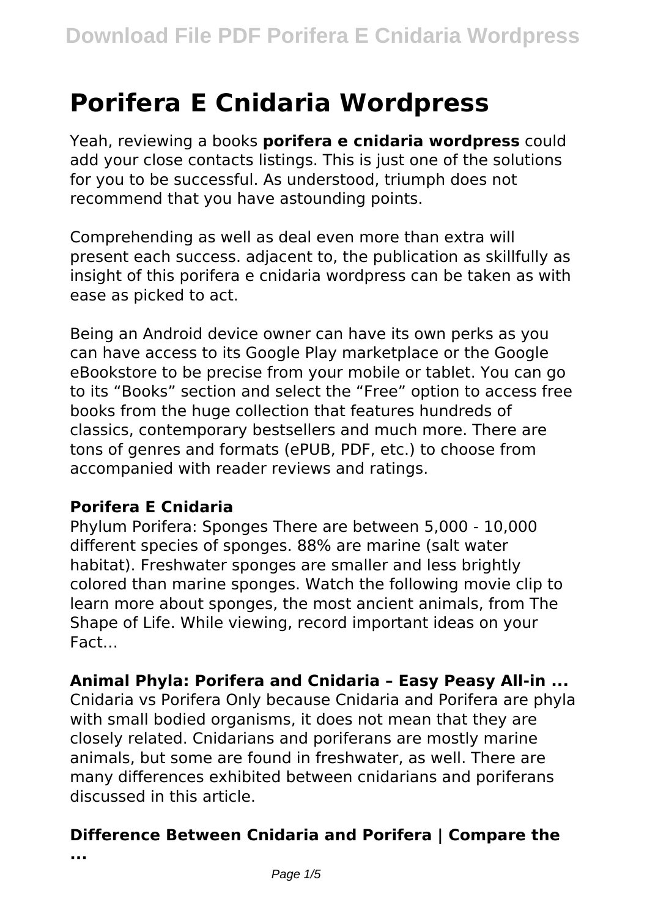# Porifera E Cnidaria Wordpress

Yeah, reviewing a books **porifera e cnidaria wordpress** could add your close contacts listings. This is just one of the solutions for you to be successful. As understood, triumph does not recommend that you have astounding points.

Comprehending as well as deal even more than extra will present each success. adjacent to, the publication as skillfully as insight of this porifera e cnidaria wordpress can be taken as with ease as picked to act.

Being an Android device owner can have its own perks as you can have access to its Google Play marketplace or the Google eBookstore to be precise from your mobile or tablet. You can go to its "Books" section and select the "Free" option to access free books from the huge collection that features hundreds of classics, contemporary bestsellers and much more. There are tons of genres and formats (ePUB, PDF, etc.) to choose from accompanied with reader reviews and ratings.

### Porifera E Cnidaria

Phylum Porifera: Sponges There are between 5,000 - 10,000 different species of sponges. 88% are marine (salt water habitat). Freshwater sponges are smaller and less brightly colored than marine sponges. Watch the following movie clip to learn more about sponges, the most ancient animals, from The Shape of Life. While viewing, record important ideas on your Fact…

### Animal Phyla: Porifera and Cnidaria – Easy Peasy All-in ...

Cnidaria vs Porifera Only because Cnidaria and Porifera are phyla with small bodied organisms, it does not mean that they are closely related. Cnidarians and poriferans are mostly marine animals, but some are found in freshwater, as well. There are many differences exhibited between cnidarians and poriferans discussed in this article.

### Difference Between Cnidaria and Porifera | Compare the ...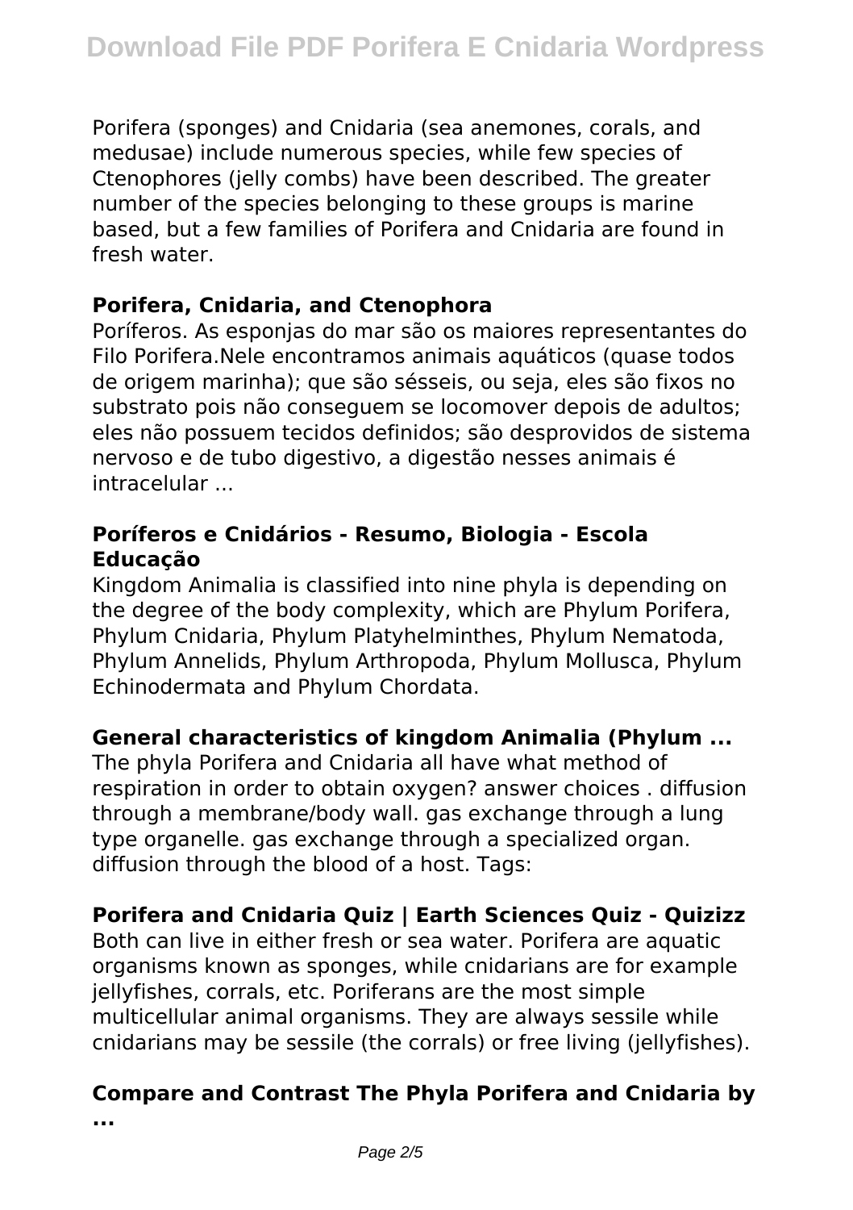Porifera (sponges) and Cnidaria (sea anemones, corals, and medusae) include numerous species, while few species of Ctenophores (jelly combs) have been described. The greater number of the species belonging to these groups is marine based, but a few families of Porifera and Cnidaria are found in fresh water.

### Porifera, Cnidaria, and Ctenophora

Poríferos. As esponjas do mar são os maiores representantes do Filo Porifera.Nele encontramos animais aquáticos (quase todos de origem marinha); que são sésseis, ou seja, eles são fixos no substrato pois não conseguem se locomover depois de adultos; eles não possuem tecidos definidos; são desprovidos de sistema nervoso e de tubo digestivo, a digestão nesses animais é intracelular ...

### Poríferos e Cnidários - Resumo, Biologia - Escola Educação

Kingdom Animalia is classified into nine phyla is depending on the degree of the body complexity, which are Phylum Porifera, Phylum Cnidaria, Phylum Platyhelminthes, Phylum Nematoda, Phylum Annelids, Phylum Arthropoda, Phylum Mollusca, Phylum Echinodermata and Phylum Chordata.

### General characteristics of kingdom Animalia (Phylum ...

The phyla Porifera and Cnidaria all have what method of respiration in order to obtain oxygen? answer choices . diffusion through a membrane/body wall. gas exchange through a lung type organelle. gas exchange through a specialized organ. diffusion through the blood of a host. Tags:

### Porifera and Cnidaria Quiz | Earth Sciences Quiz - Quizizz

Both can live in either fresh or sea water. Porifera are aquatic organisms known as sponges, while cnidarians are for example jellyfishes, corrals, etc. Poriferans are the most simple multicellular animal organisms. They are always sessile while cnidarians may be sessile (the corrals) or free living (jellyfishes).

### Compare and Contrast The Phyla Porifera and Cnidaria by ...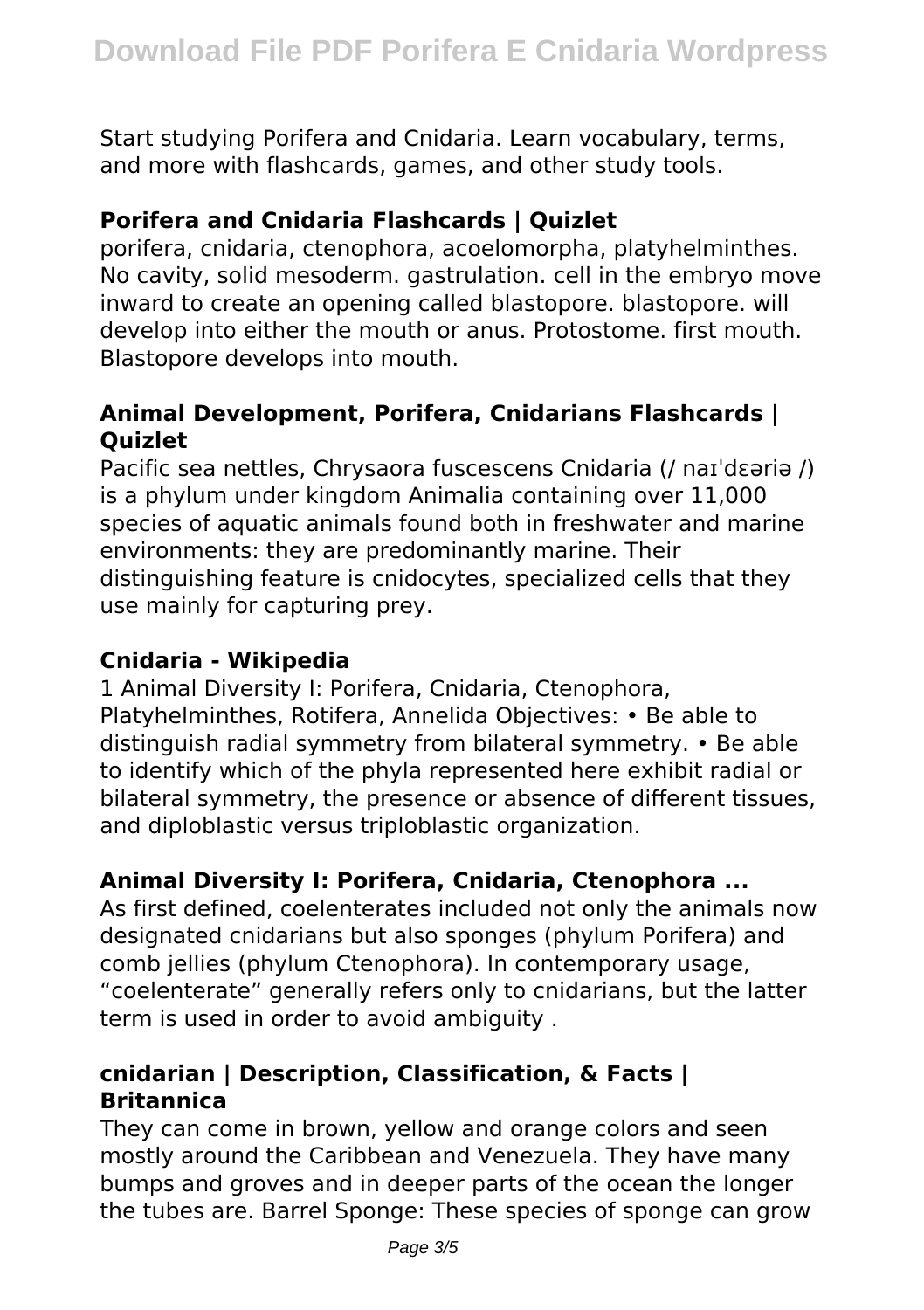Start studying Porifera and Cnidaria. Learn vocabulary, terms, and more with flashcards, games, and other study tools.

### Porifera and Cnidaria Flashcards | Quizlet

porifera, cnidaria, ctenophora, acoelomorpha, platyhelminthes. No cavity, solid mesoderm. gastrulation. cell in the embryo move inward to create an opening called blastopore. blastopore. will develop into either the mouth or anus. Protostome. first mouth. Blastopore develops into mouth.

### Animal Development, Porifera, Cnidarians Flashcards | Quizlet

Pacific sea nettles, Chrysaora fuscescens Cnidaria (/ naɪˈdɛəriə /) is a phylum under kingdom Animalia containing over 11,000 species of aquatic animals found both in freshwater and marine environments: they are predominantly marine. Their distinguishing feature is cnidocytes, specialized cells that they use mainly for capturing prey.

### Cnidaria - Wikipedia

1 Animal Diversity I: Porifera, Cnidaria, Ctenophora, Platyhelminthes, Rotifera, Annelida Objectives: • Be able to distinguish radial symmetry from bilateral symmetry. • Be able to identify which of the phyla represented here exhibit radial or bilateral symmetry, the presence or absence of different tissues, and diploblastic versus triploblastic organization.

### Animal Diversity I: Porifera, Cnidaria, Ctenophora ...

As first defined, coelenterates included not only the animals now designated cnidarians but also sponges (phylum Porifera) and comb jellies (phylum Ctenophora). In contemporary usage, "coelenterate" generally refers only to cnidarians, but the latter term is used in order to avoid ambiguity .

### cnidarian | Description, Classification, & Facts | Britannica

They can come in brown, yellow and orange colors and seen mostly around the Caribbean and Venezuela. They have many bumps and groves and in deeper parts of the ocean the longer the tubes are. Barrel Sponge: These species of sponge can grow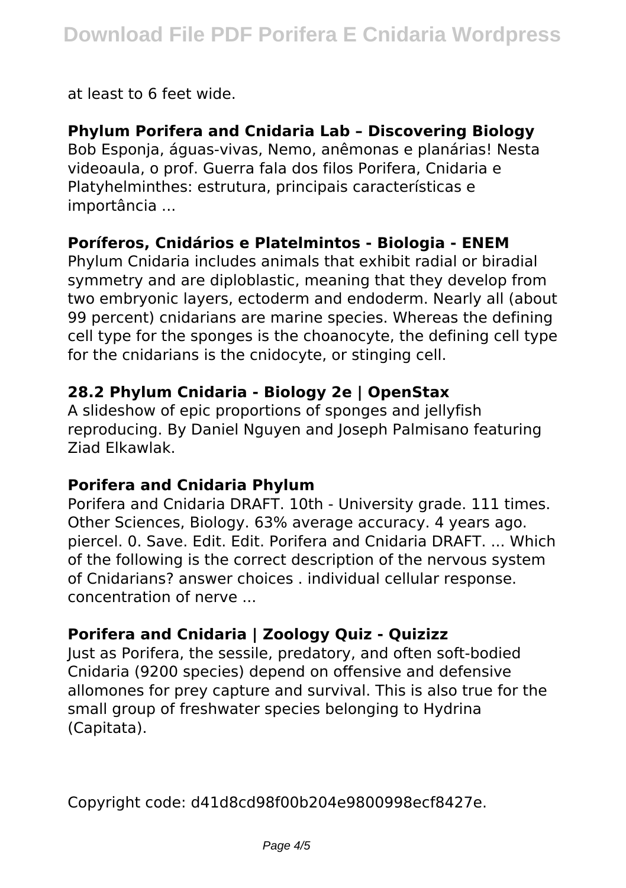at least to 6 feet wide.

**Phylum Porifera and Cnidaria Lab – Discovering Biology**
Bob Esponja, águas-vivas, Nemo, anêmonas e planárias! Nesta videoaula, o prof. Guerra fala dos filos Porifera, Cnidaria e Platyhelminthes: estrutura, principais características e importância ...

**Poríferos, Cnidários e Platelmintos - Biologia - ENEM**
Phylum Cnidaria includes animals that exhibit radial or biradial symmetry and are diploblastic, meaning that they develop from two embryonic layers, ectoderm and endoderm. Nearly all (about 99 percent) cnidarians are marine species. Whereas the defining cell type for the sponges is the choanocyte, the defining cell type for the cnidarians is the cnidocyte, or stinging cell.

**28.2 Phylum Cnidaria - Biology 2e | OpenStax**
A slideshow of epic proportions of sponges and jellyfish reproducing. By Daniel Nguyen and Joseph Palmisano featuring Ziad Elkawlak.

**Porifera and Cnidaria Phylum**
Porifera and Cnidaria DRAFT. 10th - University grade. 111 times. Other Sciences, Biology. 63% average accuracy. 4 years ago. piercel. 0. Save. Edit. Edit. Porifera and Cnidaria DRAFT. ... Which of the following is the correct description of the nervous system of Cnidarians? answer choices . individual cellular response. concentration of nerve ...

**Porifera and Cnidaria | Zoology Quiz - Quizizz**
Just as Porifera, the sessile, predatory, and often soft-bodied Cnidaria (9200 species) depend on offensive and defensive allomones for prey capture and survival. This is also true for the small group of freshwater species belonging to Hydrina (Capitata).

Copyright code: d41d8cd98f00b204e9800998ecf8427e.